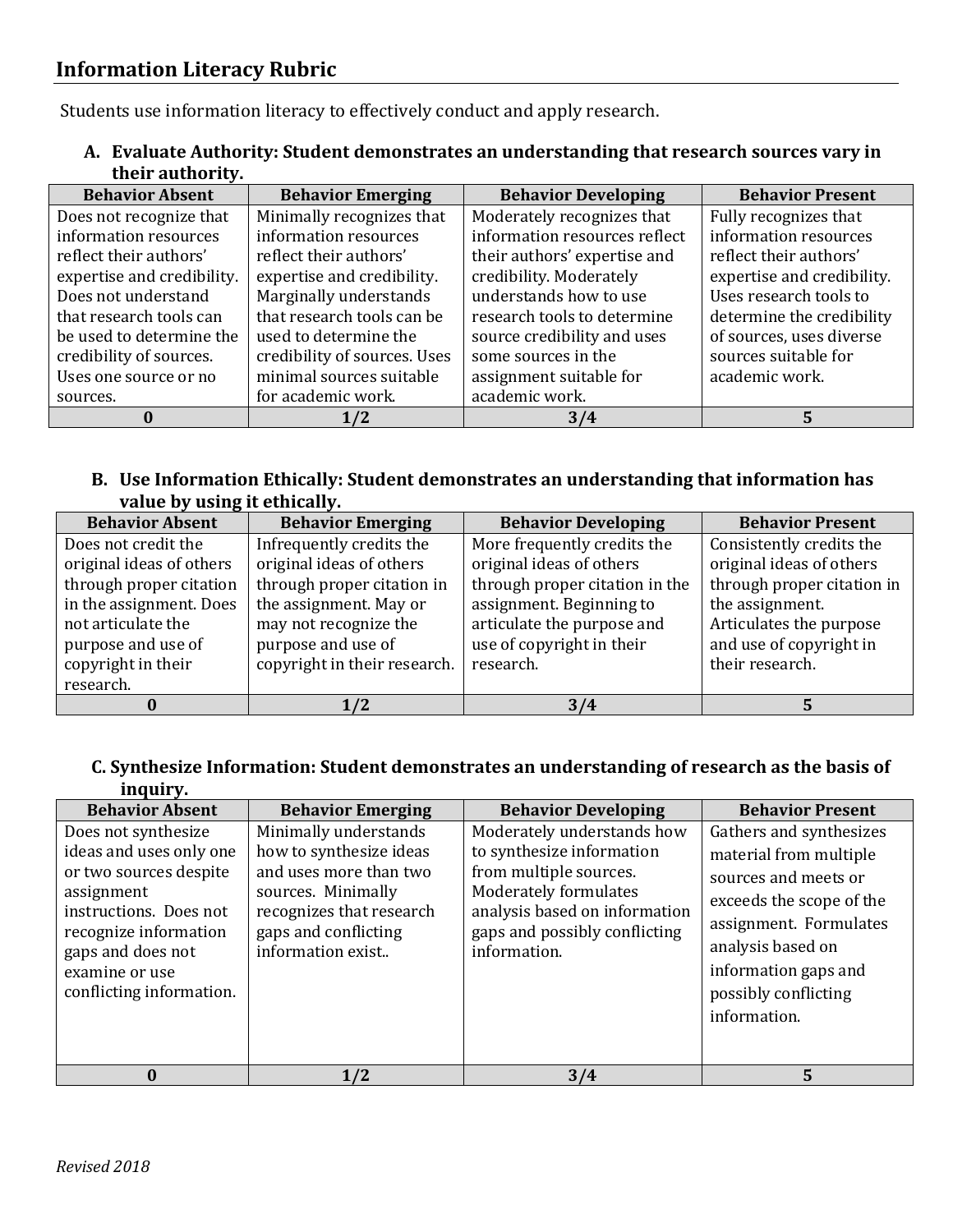## Information Literacy Rubric

Students use information literacy to effectively conduct and apply research.

**A. Evaluate Authority: Student demonstrates an understanding that research sources vary in their authority.**

| Behavior Absent | Behavior Emerging | Behavior Developing | Behavior Present |
|---|---|---|---|
| Does not recognize that information resources reflect their authors' expertise and credibility. Does not understand that research tools can be used to determine the credibility of sources. Uses one source or no sources. | Minimally recognizes that information resources reflect their authors' expertise and credibility. Marginally understands that research tools can be used to determine the credibility of sources. Uses minimal sources suitable for academic work. | Moderately recognizes that information resources reflect their authors' expertise and credibility. Moderately understands how to use research tools to determine source credibility and uses some sources in the assignment suitable for academic work. | Fully recognizes that information resources reflect their authors' expertise and credibility. Uses research tools to determine the credibility of sources, uses diverse sources suitable for academic work. |
| **0** | **1/2** | **3/4** | **5** |

**B. Use Information Ethically: Student demonstrates an understanding that information has value by using it ethically.**

| Behavior Absent | Behavior Emerging | Behavior Developing | Behavior Present |
|---|---|---|---|
| Does not credit the original ideas of others through proper citation in the assignment. Does not articulate the purpose and use of copyright in their research. | Infrequently credits the original ideas of others through proper citation in the assignment. May or may not recognize the purpose and use of copyright in their research. | More frequently credits the original ideas of others through proper citation in the assignment. Beginning to articulate the purpose and use of copyright in their research. | Consistently credits the original ideas of others through proper citation in the assignment. Articulates the purpose and use of copyright in their research. |
| **0** | **1/2** | **3/4** | **5** |

**C. Synthesize Information: Student demonstrates an understanding of research as the basis of inquiry.**

| Behavior Absent | Behavior Emerging | Behavior Developing | Behavior Present |
|---|---|---|---|
| Does not synthesize ideas and uses only one or two sources despite assignment instructions. Does not recognize information gaps and does not examine or use conflicting information. | Minimally understands how to synthesize ideas and uses more than two sources. Minimally recognizes that research gaps and conflicting information exist.. | Moderately understands how to synthesize information from multiple sources. Moderately formulates analysis based on information gaps and possibly conflicting information. | Gathers and synthesizes material from multiple sources and meets or exceeds the scope of the assignment. Formulates analysis based on information gaps and possibly conflicting information. |
| **0** | **1/2** | **3/4** | **5** |

*Revised 2018*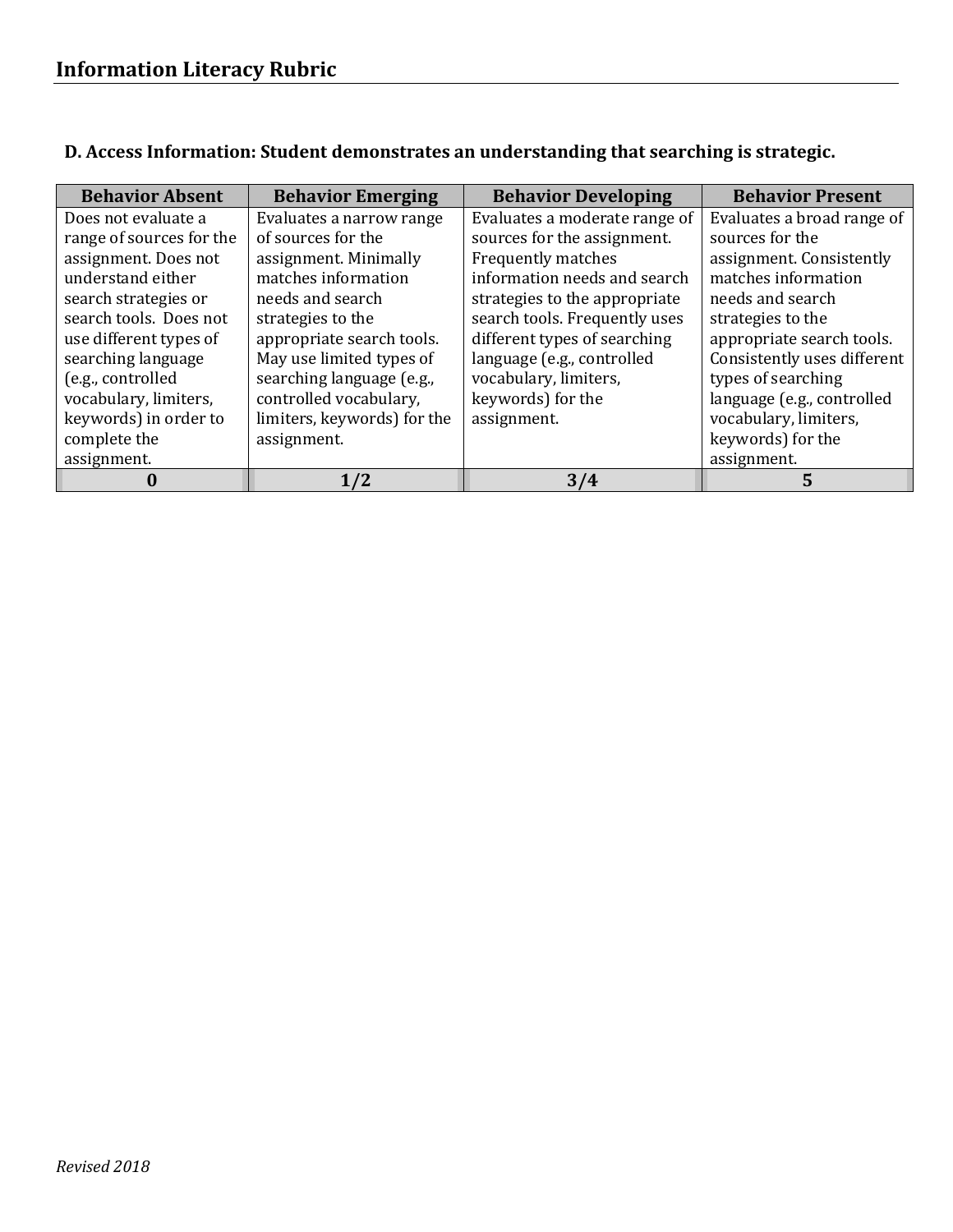## Information Literacy Rubric

### D. Access Information: Student demonstrates an understanding that searching is strategic.

| Behavior Absent | Behavior Emerging | Behavior Developing | Behavior Present |
|---|---|---|---|
| Does not evaluate a range of sources for the assignment. Does not understand either search strategies or search tools. Does not use different types of searching language (e.g., controlled vocabulary, limiters, keywords) in order to complete the assignment. | Evaluates a narrow range of sources for the assignment. Minimally matches information needs and search strategies to the appropriate search tools. May use limited types of searching language (e.g., controlled vocabulary, limiters, keywords) for the assignment. | Evaluates a moderate range of sources for the assignment. Frequently matches information needs and search strategies to the appropriate search tools. Frequently uses different types of searching language (e.g., controlled vocabulary, limiters, keywords) for the assignment. | Evaluates a broad range of sources for the assignment. Consistently matches information needs and search strategies to the appropriate search tools. Consistently uses different types of searching language (e.g., controlled vocabulary, limiters, keywords) for the assignment. |
| **0** | **1/2** | **3/4** | **5** |

*Revised 2018*